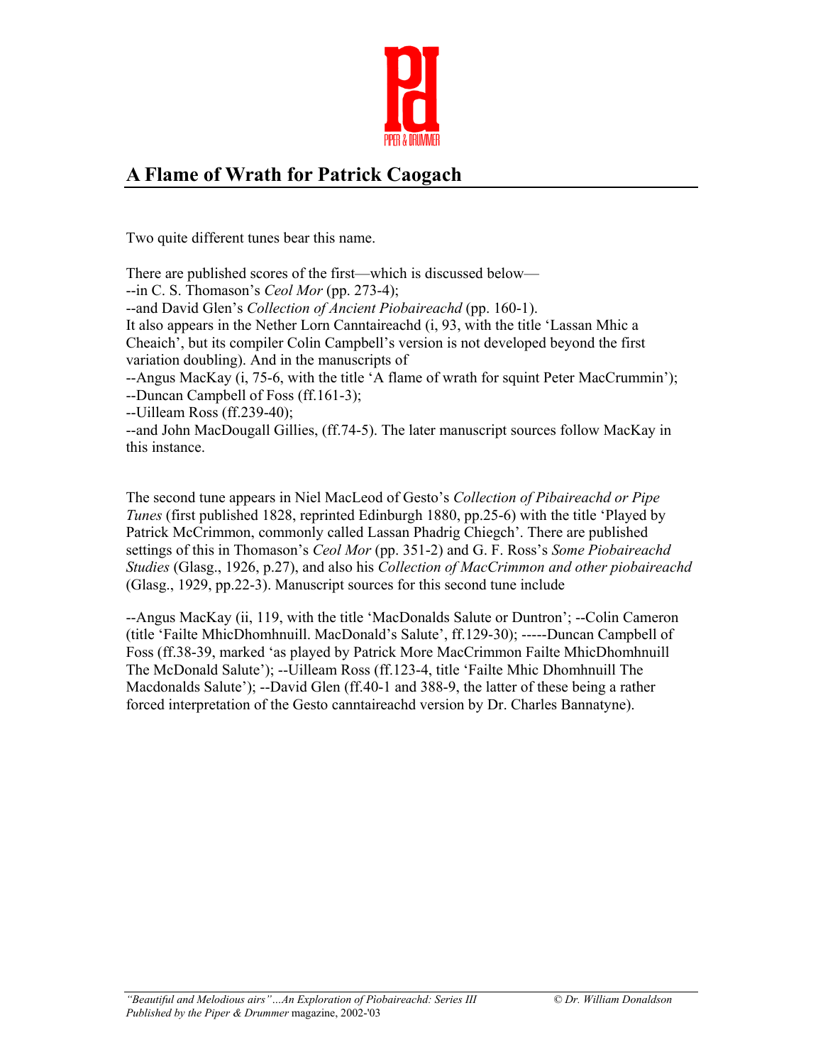# A Flame of Wrath for Patrick Caogach

Two quite different tunes bear this name.

There are published scores of the first—which is discussed below—
--in C. S. Thomason's *Ceol Mor* (pp. 273-4);
--and David Glen's *Collection of Ancient Piobaireachd* (pp. 160-1).
It also appears in the Nether Lorn Canntaireachd (i, 93, with the title 'Lassan Mhic a Cheaich', but its compiler Colin Campbell's version is not developed beyond the first variation doubling). And in the manuscripts of
--Angus MacKay (i, 75-6, with the title 'A flame of wrath for squint Peter MacCrummin');
--Duncan Campbell of Foss (ff.161-3);
--Uilleam Ross (ff.239-40);
--and John MacDougall Gillies, (ff.74-5). The later manuscript sources follow MacKay in this instance.

The second tune appears in Niel MacLeod of Gesto's *Collection of Pibaireachd or Pipe Tunes* (first published 1828, reprinted Edinburgh 1880, pp.25-6) with the title 'Played by Patrick McCrimmon, commonly called Lassan Phadrig Chiegch'. There are published settings of this in Thomason's *Ceol Mor* (pp. 351-2) and G. F. Ross's *Some Piobaireachd Studies* (Glasg., 1926, p.27), and also his *Collection of MacCrimmon and other piobaireachd* (Glasg., 1929, pp.22-3). Manuscript sources for this second tune include

--Angus MacKay (ii, 119, with the title 'MacDonalds Salute or Duntron'; --Colin Cameron (title 'Failte MhicDhomhnuill. MacDonald's Salute', ff.129-30); -----Duncan Campbell of Foss (ff.38-39, marked 'as played by Patrick More MacCrimmon Failte MhicDhomhnuill The McDonald Salute'); --Uilleam Ross (ff.123-4, title 'Failte Mhic Dhomhnuill The Macdonalds Salute'); --David Glen (ff.40-1 and 388-9, the latter of these being a rather forced interpretation of the Gesto canntaireachd version by Dr. Charles Bannatyne).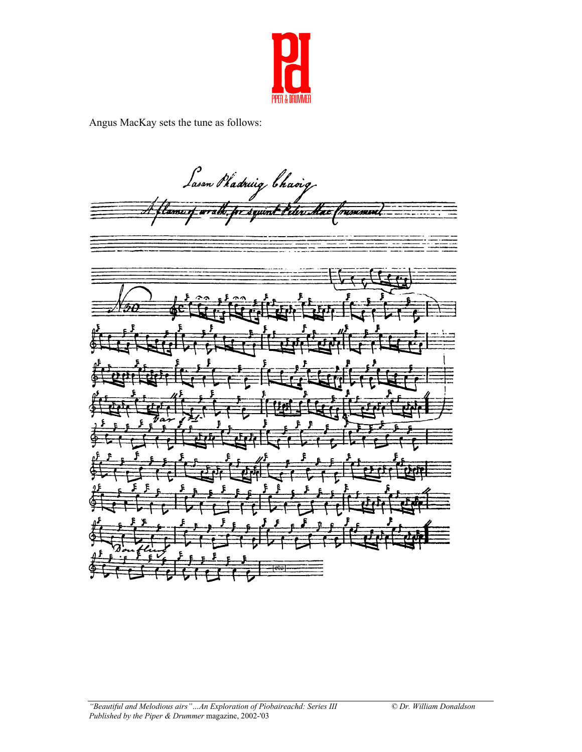Angus MacKay sets the tune as follows: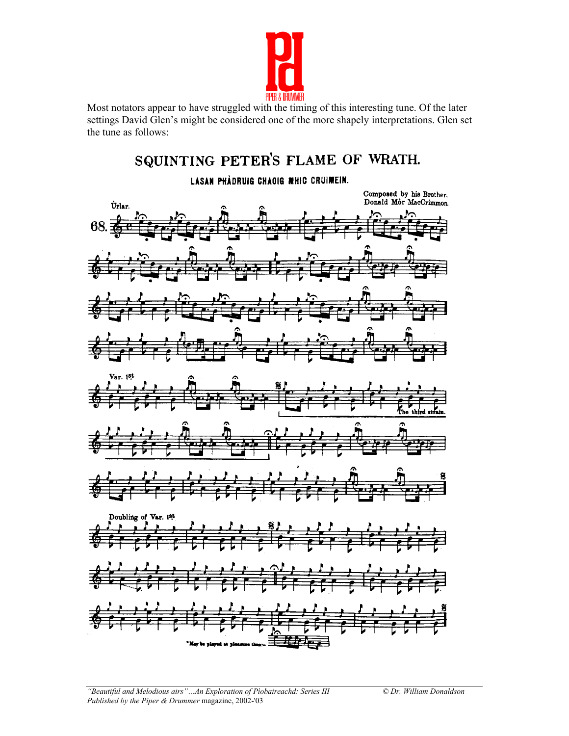Most notators appear to have struggled with the timing of this interesting tune. Of the later settings David Glen's might be considered one of the more shapely interpretations. Glen set the tune as follows:

# SQUINTING PETER'S FLAME OF WRATH.

## LASAN PHÀDRUIG CHAOIG MHIC CRUIMEIN.

Composed by his Brother, Donald Mòr MacCrimmon.

Ùrlar.

68.

Var. 1st

The third strain.

Doubling of Var. 1st

*May be played at pleasure thus:–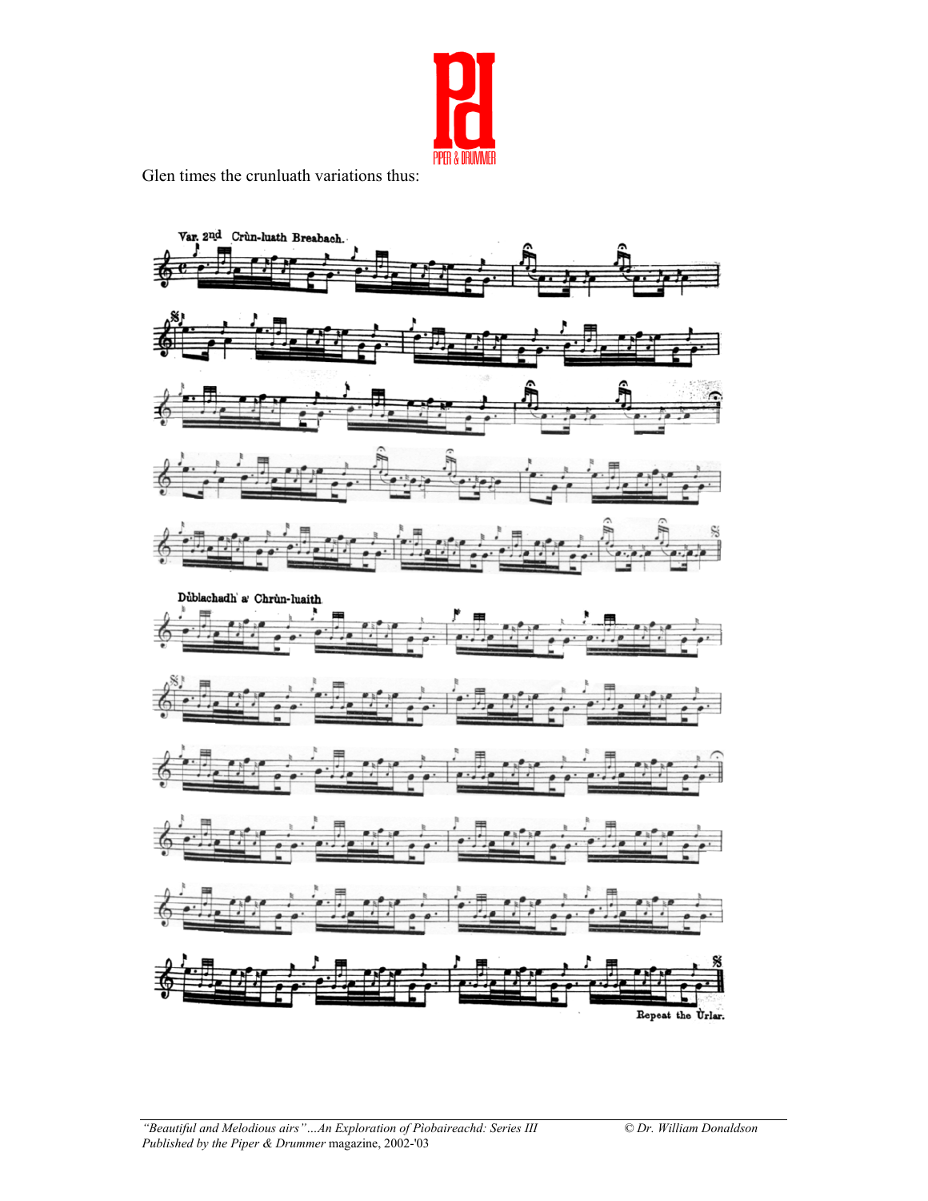Glen times the crunluath variations thus:

Var. 2nd Crùn-luath Breabach.

Dùblachadh a' Chrùn-luaith

Repeat the Ùrlar.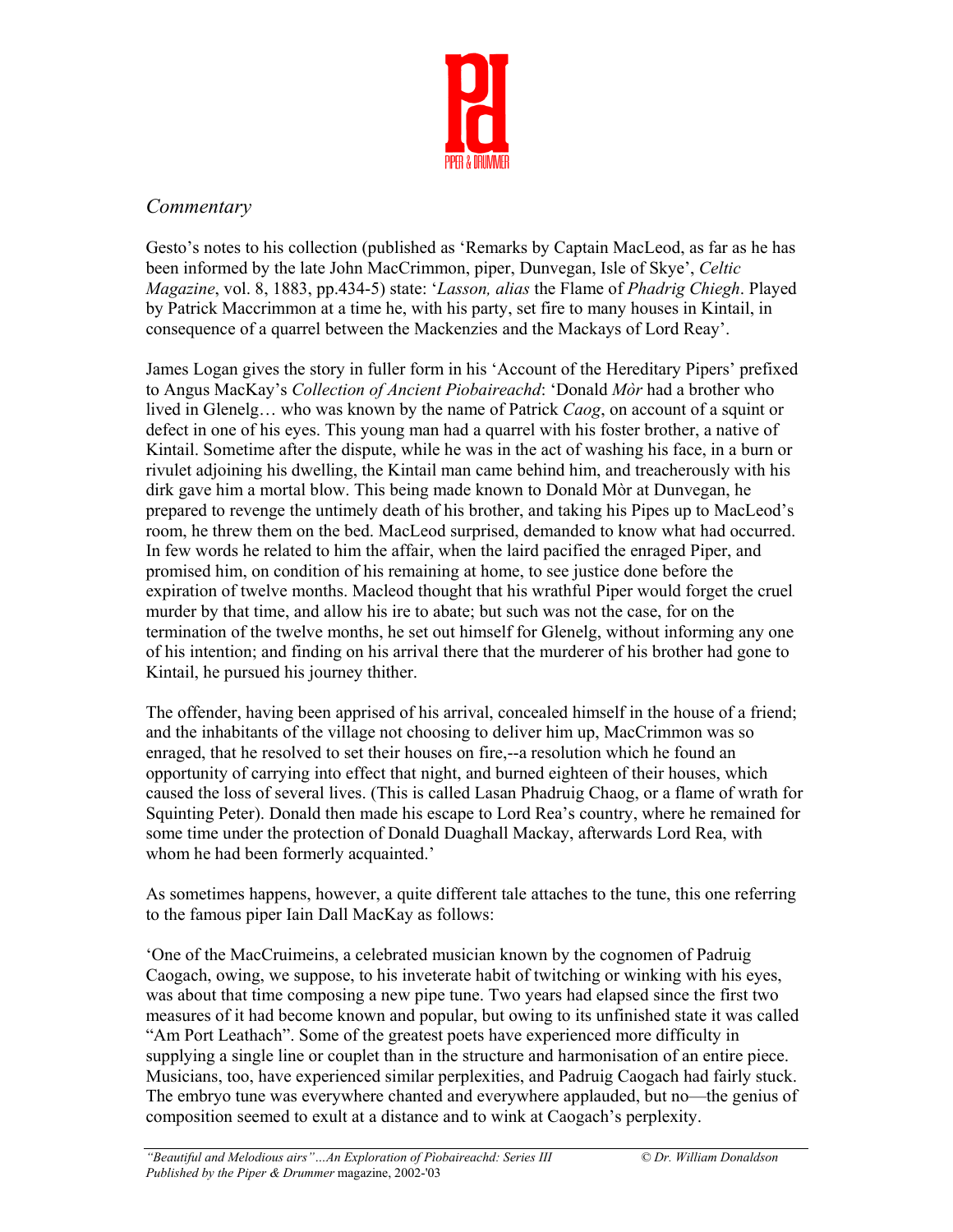## *Commentary*

Gesto's notes to his collection (published as 'Remarks by Captain MacLeod, as far as he has been informed by the late John MacCrimmon, piper, Dunvegan, Isle of Skye', *Celtic Magazine*, vol. 8, 1883, pp.434-5) state: '*Lasson, alias* the Flame of *Phadrig Chiegh*. Played by Patrick Maccrimmon at a time he, with his party, set fire to many houses in Kintail, in consequence of a quarrel between the Mackenzies and the Mackays of Lord Reay'.

James Logan gives the story in fuller form in his 'Account of the Hereditary Pipers' prefixed to Angus MacKay's *Collection of Ancient Piobaireachd*: 'Donald *Mòr* had a brother who lived in Glenelg… who was known by the name of Patrick *Caog*, on account of a squint or defect in one of his eyes. This young man had a quarrel with his foster brother, a native of Kintail. Sometime after the dispute, while he was in the act of washing his face, in a burn or rivulet adjoining his dwelling, the Kintail man came behind him, and treacherously with his dirk gave him a mortal blow. This being made known to Donald Mòr at Dunvegan, he prepared to revenge the untimely death of his brother, and taking his Pipes up to MacLeod's room, he threw them on the bed. MacLeod surprised, demanded to know what had occurred. In few words he related to him the affair, when the laird pacified the enraged Piper, and promised him, on condition of his remaining at home, to see justice done before the expiration of twelve months. Macleod thought that his wrathful Piper would forget the cruel murder by that time, and allow his ire to abate; but such was not the case, for on the termination of the twelve months, he set out himself for Glenelg, without informing any one of his intention; and finding on his arrival there that the murderer of his brother had gone to Kintail, he pursued his journey thither.

The offender, having been apprised of his arrival, concealed himself in the house of a friend; and the inhabitants of the village not choosing to deliver him up, MacCrimmon was so enraged, that he resolved to set their houses on fire,--a resolution which he found an opportunity of carrying into effect that night, and burned eighteen of their houses, which caused the loss of several lives. (This is called Lasan Phadruig Chaog, or a flame of wrath for Squinting Peter). Donald then made his escape to Lord Rea's country, where he remained for some time under the protection of Donald Duaghall Mackay, afterwards Lord Rea, with whom he had been formerly acquainted.'

As sometimes happens, however, a quite different tale attaches to the tune, this one referring to the famous piper Iain Dall MacKay as follows:

'One of the MacCruimeins, a celebrated musician known by the cognomen of Padruig Caogach, owing, we suppose, to his inveterate habit of twitching or winking with his eyes, was about that time composing a new pipe tune. Two years had elapsed since the first two measures of it had become known and popular, but owing to its unfinished state it was called "Am Port Leathach". Some of the greatest poets have experienced more difficulty in supplying a single line or couplet than in the structure and harmonisation of an entire piece. Musicians, too, have experienced similar perplexities, and Padruig Caogach had fairly stuck. The embryo tune was everywhere chanted and everywhere applauded, but no—the genius of composition seemed to exult at a distance and to wink at Caogach's perplexity.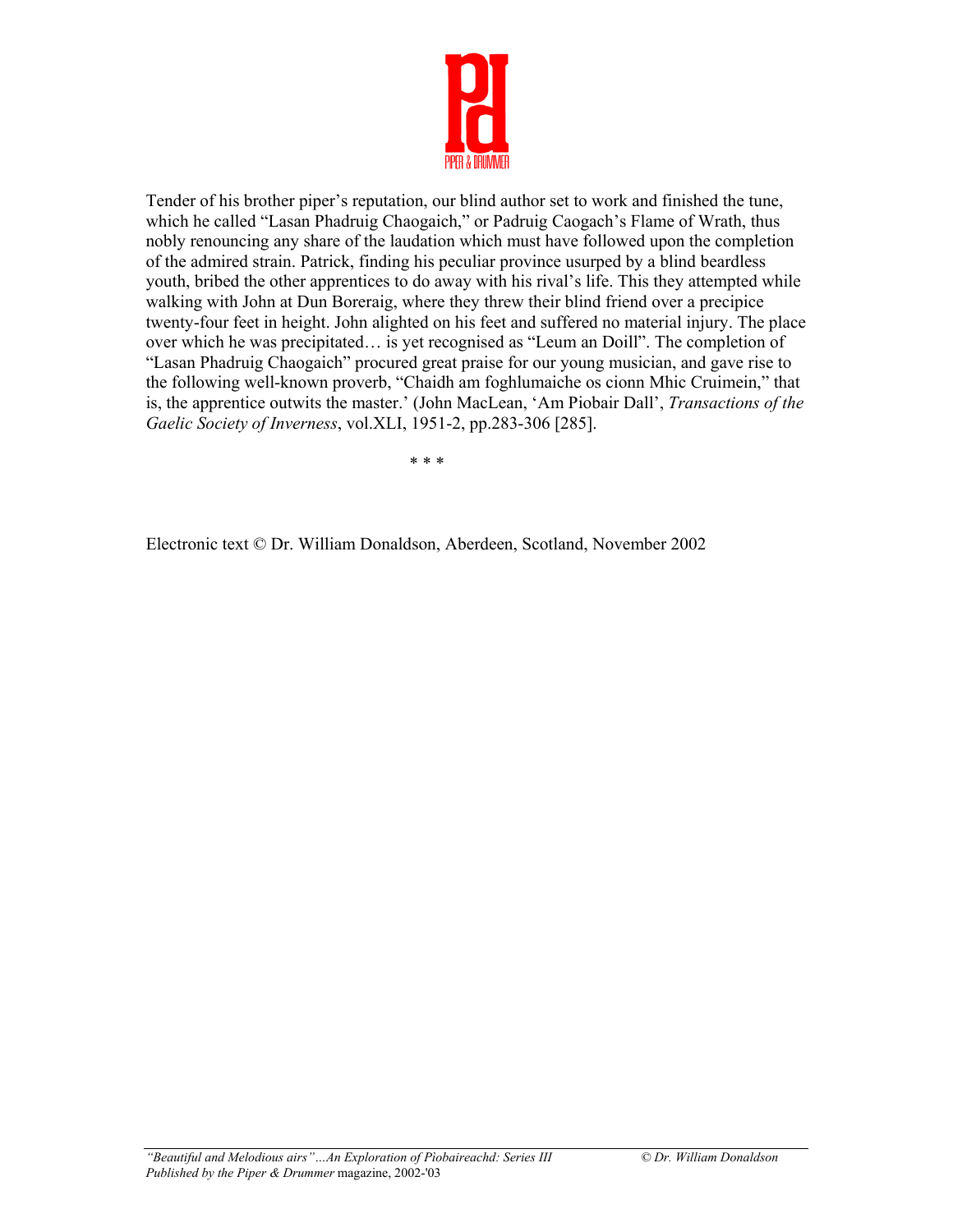Tender of his brother piper's reputation, our blind author set to work and finished the tune, which he called "Lasan Phadruig Chaogaich," or Padruig Caogach's Flame of Wrath, thus nobly renouncing any share of the laudation which must have followed upon the completion of the admired strain. Patrick, finding his peculiar province usurped by a blind beardless youth, bribed the other apprentices to do away with his rival's life. This they attempted while walking with John at Dun Boreraig, where they threw their blind friend over a precipice twenty-four feet in height. John alighted on his feet and suffered no material injury. The place over which he was precipitated… is yet recognised as "Leum an Doill". The completion of "Lasan Phadruig Chaogaich" procured great praise for our young musician, and gave rise to the following well-known proverb, "Chaidh am foghlumaiche os cionn Mhic Cruimein," that is, the apprentice outwits the master.' (John MacLean, 'Am Piobair Dall', *Transactions of the Gaelic Society of Inverness*, vol.XLI, 1951-2, pp.283-306 [285].

\* \* \*

Electronic text © Dr. William Donaldson, Aberdeen, Scotland, November 2002